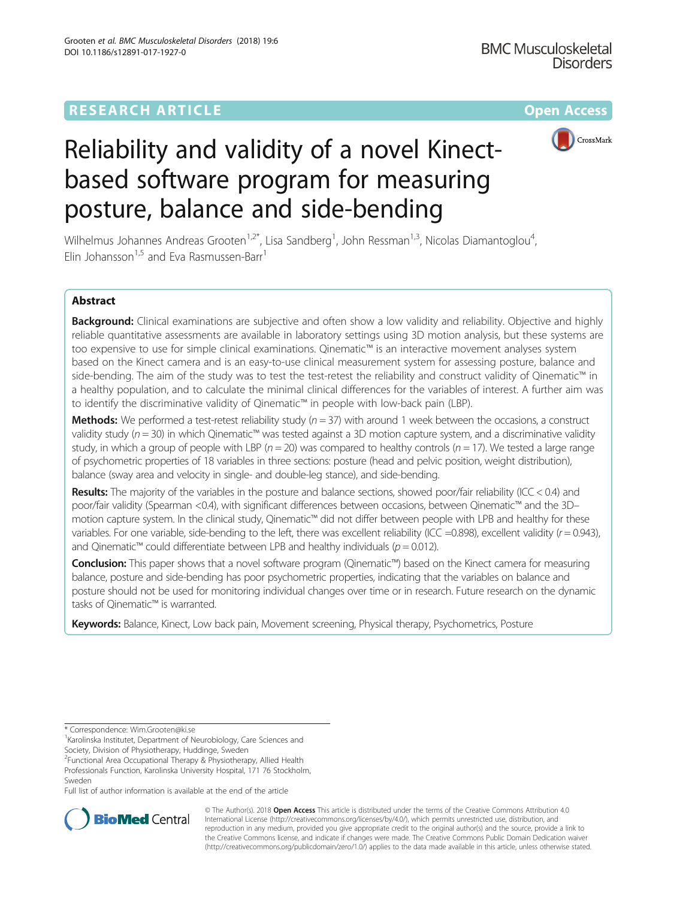RESEARCH ARTICLE

Open Access

# Reliability and validity of a novel Kinect-based software program for measuring posture, balance and side-bending

Wilhelmus Johannes Andreas Grooten[1,2*], Lisa Sandberg[1], John Ressman[1,3], Nicolas Diamantoglou[4], Elin Johansson[1,5] and Eva Rasmussen-Barr[1]

## Abstract

**Background:** Clinical examinations are subjective and often show a low validity and reliability. Objective and highly reliable quantitative assessments are available in laboratory settings using 3D motion analysis, but these systems are too expensive to use for simple clinical examinations. Qinematic™ is an interactive movement analyses system based on the Kinect camera and is an easy-to-use clinical measurement system for assessing posture, balance and side-bending. The aim of the study was to test the test-retest the reliability and construct validity of Qinematic™ in a healthy population, and to calculate the minimal clinical differences for the variables of interest. A further aim was to identify the discriminative validity of Qinematic™ in people with low-back pain (LBP).

**Methods:** We performed a test-retest reliability study ($n = 37$) with around 1 week between the occasions, a construct validity study ($n = 30$) in which Qinematic™ was tested against a 3D motion capture system, and a discriminative validity study, in which a group of people with LBP ($n = 20$) was compared to healthy controls ($n = 17$). We tested a large range of psychometric properties of 18 variables in three sections: posture (head and pelvic position, weight distribution), balance (sway area and velocity in single- and double-leg stance), and side-bending.

**Results:** The majority of the variables in the posture and balance sections, showed poor/fair reliability (ICC < 0.4) and poor/fair validity (Spearman <0.4), with significant differences between occasions, between Qinematic™ and the 3D–motion capture system. In the clinical study, Qinematic™ did not differ between people with LPB and healthy for these variables. For one variable, side-bending to the left, there was excellent reliability (ICC =0.898), excellent validity ($r = 0.943$), and Qinematic™ could differentiate between LPB and healthy individuals ($p = 0.012$).

**Conclusion:** This paper shows that a novel software program (Qinematic™) based on the Kinect camera for measuring balance, posture and side-bending has poor psychometric properties, indicating that the variables on balance and posture should not be used for monitoring individual changes over time or in research. Future research on the dynamic tasks of Qinematic™ is warranted.

**Keywords:** Balance, Kinect, Low back pain, Movement screening, Physical therapy, Psychometrics, Posture

* Correspondence: Wim.Grooten@ki.se

[1]Karolinska Institutet, Department of Neurobiology, Care Sciences and Society, Division of Physiotherapy, Huddinge, Sweden

[2]Functional Area Occupational Therapy & Physiotherapy, Allied Health Professionals Function, Karolinska University Hospital, 171 76 Stockholm, Sweden

Full list of author information is available at the end of the article

© The Author(s). 2018 **Open Access** This article is distributed under the terms of the Creative Commons Attribution 4.0 International License (http://creativecommons.org/licenses/by/4.0/), which permits unrestricted use, distribution, and reproduction in any medium, provided you give appropriate credit to the original author(s) and the source, provide a link to the Creative Commons license, and indicate if changes were made. The Creative Commons Public Domain Dedication waiver (http://creativecommons.org/publicdomain/zero/1.0/) applies to the data made available in this article, unless otherwise stated.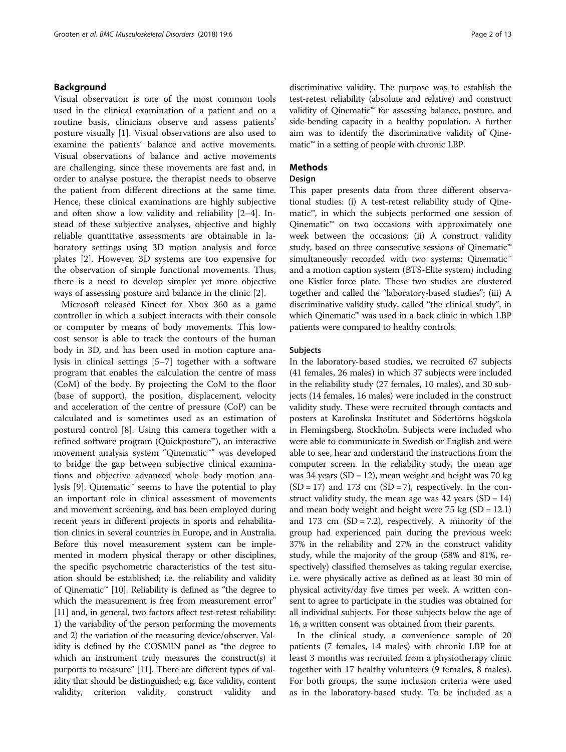## Background

Visual observation is one of the most common tools used in the clinical examination of a patient and on a routine basis, clinicians observe and assess patients' posture visually [1]. Visual observations are also used to examine the patients' balance and active movements. Visual observations of balance and active movements are challenging, since these movements are fast and, in order to analyse posture, the therapist needs to observe the patient from different directions at the same time. Hence, these clinical examinations are highly subjective and often show a low validity and reliability [2–4]. Instead of these subjective analyses, objective and highly reliable quantitative assessments are obtainable in laboratory settings using 3D motion analysis and force plates [2]. However, 3D systems are too expensive for the observation of simple functional movements. Thus, there is a need to develop simpler yet more objective ways of assessing posture and balance in the clinic [2].

Microsoft released Kinect for Xbox 360 as a game controller in which a subject interacts with their console or computer by means of body movements. This low-cost sensor is able to track the contours of the human body in 3D, and has been used in motion capture analysis in clinical settings [5–7] together with a software program that enables the calculation the centre of mass (CoM) of the body. By projecting the CoM to the floor (base of support), the position, displacement, velocity and acceleration of the centre of pressure (CoP) can be calculated and is sometimes used as an estimation of postural control [8]. Using this camera together with a refined software program (Quickposture™), an interactive movement analysis system "Qinematic™" was developed to bridge the gap between subjective clinical examinations and objective advanced whole body motion analysis [9]. Qinematic™ seems to have the potential to play an important role in clinical assessment of movements and movement screening, and has been employed during recent years in different projects in sports and rehabilitation clinics in several countries in Europe, and in Australia. Before this novel measurement system can be implemented in modern physical therapy or other disciplines, the specific psychometric characteristics of the test situation should be established; i.e. the reliability and validity of Qinematic™ [10]. Reliability is defined as "the degree to which the measurement is free from measurement error" [11] and, in general, two factors affect test-retest reliability: 1) the variability of the person performing the movements and 2) the variation of the measuring device/observer. Validity is defined by the COSMIN panel as "the degree to which an instrument truly measures the construct(s) it purports to measure" [11]. There are different types of validity that should be distinguished; e.g. face validity, content validity, criterion validity, construct validity and discriminative validity. The purpose was to establish the test-retest reliability (absolute and relative) and construct validity of Qinematic™ for assessing balance, posture, and side-bending capacity in a healthy population. A further aim was to identify the discriminative validity of Qinematic™ in a setting of people with chronic LBP.

## Methods

### Design

This paper presents data from three different observational studies: (i) A test-retest reliability study of Qinematic™, in which the subjects performed one session of Qinematic™ on two occasions with approximately one week between the occasions; (ii) A construct validity study, based on three consecutive sessions of Qinematic™ simultaneously recorded with two systems: Qinematic™ and a motion caption system (BTS-Elite system) including one Kistler force plate. These two studies are clustered together and called the "laboratory-based studies"; (iii) A discriminative validity study, called "the clinical study", in which Qinematic™ was used in a back clinic in which LBP patients were compared to healthy controls.

### Subjects

In the laboratory-based studies, we recruited 67 subjects (41 females, 26 males) in which 37 subjects were included in the reliability study (27 females, 10 males), and 30 subjects (14 females, 16 males) were included in the construct validity study. These were recruited through contacts and posters at Karolinska Institutet and Södertörns högskola in Flemingsberg, Stockholm. Subjects were included who were able to communicate in Swedish or English and were able to see, hear and understand the instructions from the computer screen. In the reliability study, the mean age was 34 years (SD = 12), mean weight and height was 70 kg (SD = 17) and 173 cm (SD = 7), respectively. In the construct validity study, the mean age was 42 years (SD = 14) and mean body weight and height were 75 kg (SD = 12.1) and 173 cm (SD = 7.2), respectively. A minority of the group had experienced pain during the previous week: 37% in the reliability and 27% in the construct validity study, while the majority of the group (58% and 81%, respectively) classified themselves as taking regular exercise, i.e. were physically active as defined as at least 30 min of physical activity/day five times per week. A written consent to agree to participate in the studies was obtained for all individual subjects. For those subjects below the age of 16, a written consent was obtained from their parents.

In the clinical study, a convenience sample of 20 patients (7 females, 14 males) with chronic LBP for at least 3 months was recruited from a physiotherapy clinic together with 17 healthy volunteers (9 females, 8 males). For both groups, the same inclusion criteria were used as in the laboratory-based study. To be included as a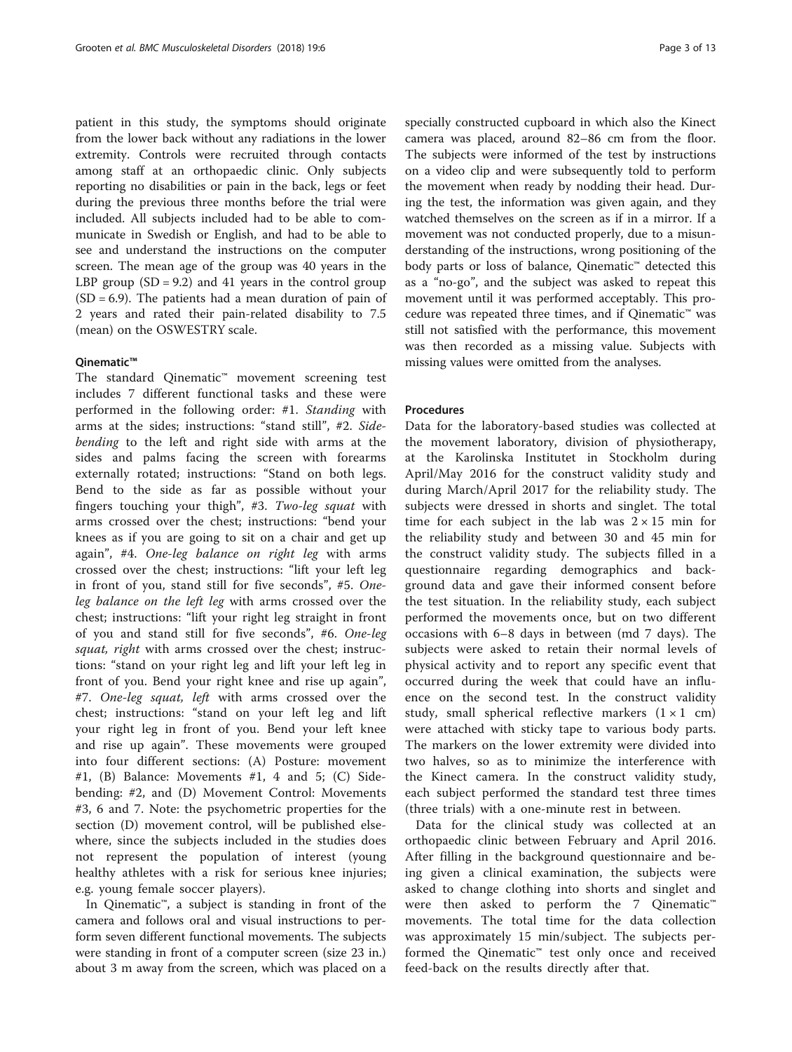patient in this study, the symptoms should originate from the lower back without any radiations in the lower extremity. Controls were recruited through contacts among staff at an orthopaedic clinic. Only subjects reporting no disabilities or pain in the back, legs or feet during the previous three months before the trial were included. All subjects included had to be able to communicate in Swedish or English, and had to be able to see and understand the instructions on the computer screen. The mean age of the group was 40 years in the LBP group (SD = 9.2) and 41 years in the control group (SD = 6.9). The patients had a mean duration of pain of 2 years and rated their pain-related disability to 7.5 (mean) on the OSWESTRY scale.

#### Qinematic™

The standard Qinematic™ movement screening test includes 7 different functional tasks and these were performed in the following order: #1. *Standing* with arms at the sides; instructions: "stand still", #2. *Side-bending* to the left and right side with arms at the sides and palms facing the screen with forearms externally rotated; instructions: "Stand on both legs. Bend to the side as far as possible without your fingers touching your thigh", #3. *Two-leg squat* with arms crossed over the chest; instructions: "bend your knees as if you are going to sit on a chair and get up again", #4. *One-leg balance on right leg* with arms crossed over the chest; instructions: "lift your left leg in front of you, stand still for five seconds", #5. *One-leg balance on the left leg* with arms crossed over the chest; instructions: "lift your right leg straight in front of you and stand still for five seconds", #6. *One-leg squat, right* with arms crossed over the chest; instructions: "stand on your right leg and lift your left leg in front of you. Bend your right knee and rise up again", #7. *One-leg squat, left* with arms crossed over the chest; instructions: "stand on your left leg and lift your right leg in front of you. Bend your left knee and rise up again". These movements were grouped into four different sections: (A) Posture: movement #1, (B) Balance: Movements #1, 4 and 5; (C) Side-bending: #2, and (D) Movement Control: Movements #3, 6 and 7. Note: the psychometric properties for the section (D) movement control, will be published elsewhere, since the subjects included in the studies does not represent the population of interest (young healthy athletes with a risk for serious knee injuries; e.g. young female soccer players).

In Qinematic™, a subject is standing in front of the camera and follows oral and visual instructions to perform seven different functional movements. The subjects were standing in front of a computer screen (size 23 in.) about 3 m away from the screen, which was placed on a specially constructed cupboard in which also the Kinect camera was placed, around 82–86 cm from the floor. The subjects were informed of the test by instructions on a video clip and were subsequently told to perform the movement when ready by nodding their head. During the test, the information was given again, and they watched themselves on the screen as if in a mirror. If a movement was not conducted properly, due to a misunderstanding of the instructions, wrong positioning of the body parts or loss of balance, Qinematic™ detected this as a "no-go", and the subject was asked to repeat this movement until it was performed acceptably. This procedure was repeated three times, and if Qinematic™ was still not satisfied with the performance, this movement was then recorded as a missing value. Subjects with missing values were omitted from the analyses.

#### Procedures

Data for the laboratory-based studies was collected at the movement laboratory, division of physiotherapy, at the Karolinska Institutet in Stockholm during April/May 2016 for the construct validity study and during March/April 2017 for the reliability study. The subjects were dressed in shorts and singlet. The total time for each subject in the lab was 2 × 15 min for the reliability study and between 30 and 45 min for the construct validity study. The subjects filled in a questionnaire regarding demographics and background data and gave their informed consent before the test situation. In the reliability study, each subject performed the movements once, but on two different occasions with 6–8 days in between (md 7 days). The subjects were asked to retain their normal levels of physical activity and to report any specific event that occurred during the week that could have an influence on the second test. In the construct validity study, small spherical reflective markers (1 × 1 cm) were attached with sticky tape to various body parts. The markers on the lower extremity were divided into two halves, so as to minimize the interference with the Kinect camera. In the construct validity study, each subject performed the standard test three times (three trials) with a one-minute rest in between.

Data for the clinical study was collected at an orthopaedic clinic between February and April 2016. After filling in the background questionnaire and being given a clinical examination, the subjects were asked to change clothing into shorts and singlet and were then asked to perform the 7 Qinematic™ movements. The total time for the data collection was approximately 15 min/subject. The subjects performed the Qinematic™ test only once and received feed-back on the results directly after that.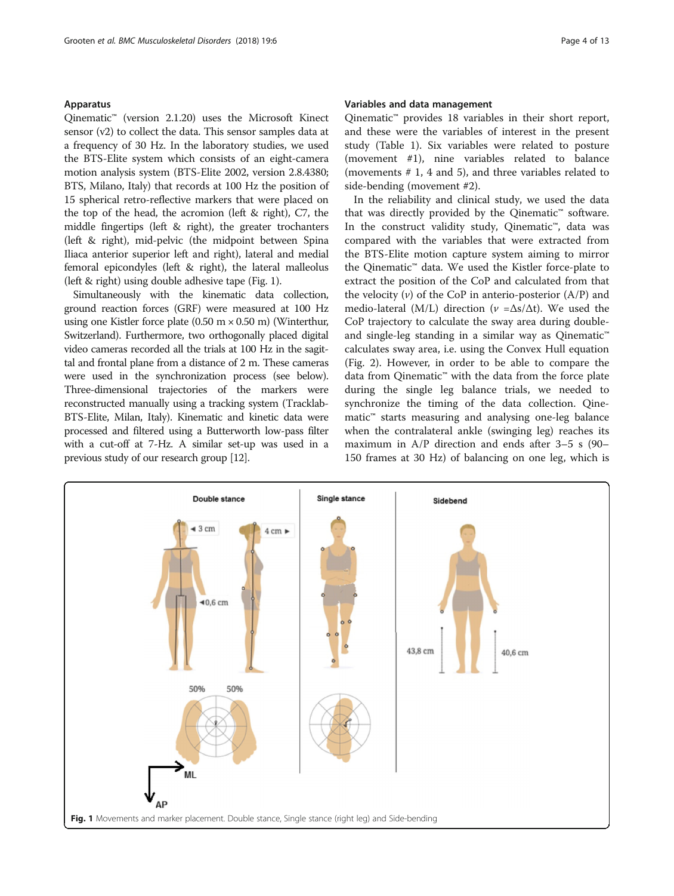### Apparatus

Qinematic™ (version 2.1.20) uses the Microsoft Kinect sensor (v2) to collect the data. This sensor samples data at a frequency of 30 Hz. In the laboratory studies, we used the BTS-Elite system which consists of an eight-camera motion analysis system (BTS-Elite 2002, version 2.8.4380; BTS, Milano, Italy) that records at 100 Hz the position of 15 spherical retro-reflective markers that were placed on the top of the head, the acromion (left & right), C7, the middle fingertips (left & right), the greater trochanters (left & right), mid-pelvic (the midpoint between Spina Iliaca anterior superior left and right), lateral and medial femoral epicondyles (left & right), the lateral malleolus (left & right) using double adhesive tape (Fig. 1).

Simultaneously with the kinematic data collection, ground reaction forces (GRF) were measured at 100 Hz using one Kistler force plate (0.50 m × 0.50 m) (Winterthur, Switzerland). Furthermore, two orthogonally placed digital video cameras recorded all the trials at 100 Hz in the sagittal and frontal plane from a distance of 2 m. These cameras were used in the synchronization process (see below). Three-dimensional trajectories of the markers were reconstructed manually using a tracking system (Tracklab-BTS-Elite, Milan, Italy). Kinematic and kinetic data were processed and filtered using a Butterworth low-pass filter with a cut-off at 7-Hz. A similar set-up was used in a previous study of our research group [12].

### Variables and data management

Qinematic™ provides 18 variables in their short report, and these were the variables of interest in the present study (Table 1). Six variables were related to posture (movement #1), nine variables related to balance (movements # 1, 4 and 5), and three variables related to side-bending (movement #2).

In the reliability and clinical study, we used the data that was directly provided by the Qinematic™ software. In the construct validity study, Qinematic™, data was compared with the variables that were extracted from the BTS-Elite motion capture system aiming to mirror the Qinematic™ data. We used the Kistler force-plate to extract the position of the CoP and calculated from that the velocity ($v$) of the CoP in anterio-posterior (A/P) and medio-lateral (M/L) direction ($v = \Delta s/\Delta t$). We used the CoP trajectory to calculate the sway area during double- and single-leg standing in a similar way as Qinematic™ calculates sway area, i.e. using the Convex Hull equation (Fig. 2). However, in order to be able to compare the data from Qinematic™ with the data from the force plate during the single leg balance trials, we needed to synchronize the timing of the data collection. Qinematic™ starts measuring and analysing one-leg balance when the contralateral ankle (swinging leg) reaches its maximum in A/P direction and ends after 3–5 s (90–150 frames at 30 Hz) of balancing on one leg, which is

**Fig. 1** Movements and marker placement. Double stance, Single stance (right leg) and Side-bending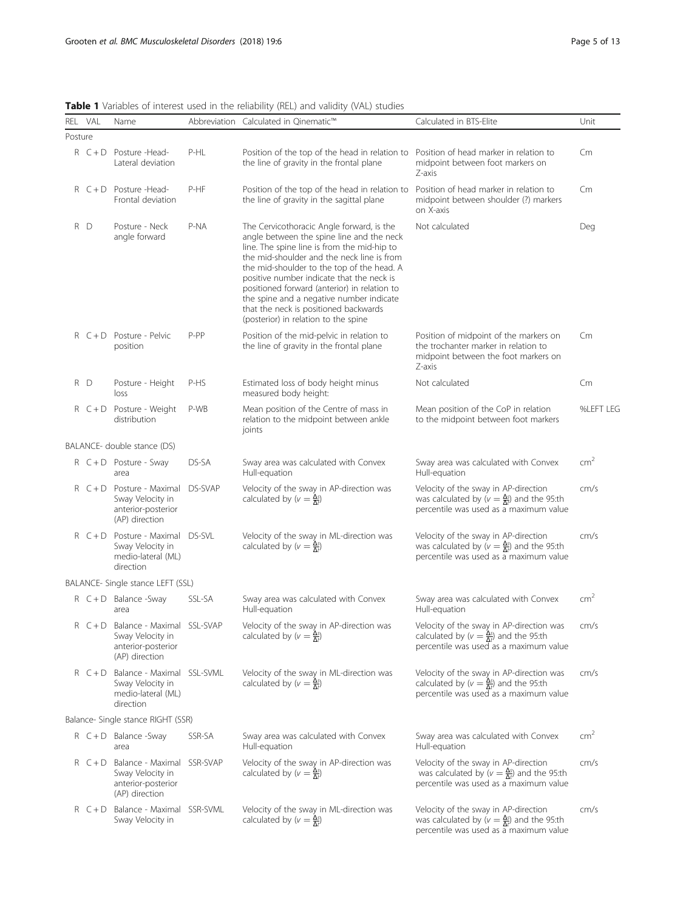**Table 1** Variables of interest used in the reliability (REL) and validity (VAL) studies

| REL | VAL | Name | Abbreviation | Calculated in Qinematic™ | Calculated in BTS-Elite | Unit |
|---|---|---|---|---|---|---|
| Posture | | | | | | |
| R | C + D | Posture -Head-Lateral deviation | P-HL | Position of the top of the head in relation to the line of gravity in the frontal plane | Position of head marker in relation to midpoint between foot markers on Z-axis | Cm |
| R | C + D | Posture -Head-Frontal deviation | P-HF | Position of the top of the head in relation to the line of gravity in the sagittal plane | Position of head marker in relation to midpoint between shoulder (?) markers on X-axis | Cm |
| R | D | Posture - Neck angle forward | P-NA | The Cervicothoracic Angle forward, is the angle between the spine line and the neck line. The spine line is from the mid-hip to the mid-shoulder and the neck line is from the mid-shoulder to the top of the head. A positive number indicate that the neck is positioned forward (anterior) in relation to the spine and a negative number indicate that the neck is positioned backwards (posterior) in relation to the spine | Not calculated | Deg |
| R | C + D | Posture - Pelvic position | P-PP | Position of the mid-pelvic in relation to the line of gravity in the frontal plane | Position of midpoint of the markers on the trochanter marker in relation to midpoint between the foot markers on Z-axis | Cm |
| R | D | Posture - Height loss | P-HS | Estimated loss of body height minus measured body height: | Not calculated | Cm |
| R | C + D | Posture - Weight distribution | P-WB | Mean position of the Centre of mass in relation to the midpoint between ankle joints | Mean position of the CoP in relation to the midpoint between foot markers | %LEFT LEG |
| BALANCE- double stance (DS) | | | | | | |
| R | C + D | Posture - Sway area | DS-SA | Sway area was calculated with Convex Hull-equation | Sway area was calculated with Convex Hull-equation | $cm^2$ |
| R | C + D | Posture - Maximal Sway Velocity in anterior-posterior (AP) direction | DS-SVAP | Velocity of the sway in AP-direction was calculated by ($v = \frac{\Delta s}{\Delta t}$) | Velocity of the sway in AP-direction was calculated by ($v = \frac{\Delta s}{\Delta t}$) and the 95:th percentile was used as a maximum value | cm/s |
| R | C + D | Posture - Maximal Sway Velocity in medio-lateral (ML) direction | DS-SVL | Velocity of the sway in ML-direction was calculated by ($v = \frac{\Delta s}{\Delta t}$) | Velocity of the sway in AP-direction was calculated by ($v = \frac{\Delta s}{\Delta t}$) and the 95:th percentile was used as a maximum value | cm/s |
| BALANCE- Single stance LEFT (SSL) | | | | | | |
| R | C + D | Balance -Sway area | SSL-SA | Sway area was calculated with Convex Hull-equation | Sway area was calculated with Convex Hull-equation | $cm^2$ |
| R | C + D | Balance - Maximal Sway Velocity in anterior-posterior (AP) direction | SSL-SVAP | Velocity of the sway in AP-direction was calculated by ($v = \frac{\Delta s}{\Delta t}$) | Velocity of the sway in AP-direction was calculated by ($v = \frac{\Delta s}{\Delta t}$) and the 95:th percentile was used as a maximum value | cm/s |
| R | C + D | Balance - Maximal Sway Velocity in medio-lateral (ML) direction | SSL-SVML | Velocity of the sway in ML-direction was calculated by ($v = \frac{\Delta s}{\Delta t}$) | Velocity of the sway in AP-direction was calculated by ($v = \frac{\Delta s}{\Delta t}$) and the 95:th percentile was used as a maximum value | cm/s |
| Balance- Single stance RIGHT (SSR) | | | | | | |
| R | C + D | Balance -Sway area | SSR-SA | Sway area was calculated with Convex Hull-equation | Sway area was calculated with Convex Hull-equation | $cm^2$ |
| R | C + D | Balance - Maximal Sway Velocity in anterior-posterior (AP) direction | SSR-SVAP | Velocity of the sway in AP-direction was calculated by ($v = \frac{\Delta s}{\Delta t}$) | Velocity of the sway in AP-direction was calculated by ($v = \frac{\Delta s}{\Delta t}$) and the 95:th percentile was used as a maximum value | cm/s |
| R | C + D | Balance - Maximal Sway Velocity in | SSR-SVML | Velocity of the sway in ML-direction was calculated by ($v = \frac{\Delta s}{\Delta t}$) | Velocity of the sway in AP-direction was calculated by ($v = \frac{\Delta s}{\Delta t}$) and the 95:th percentile was used as a maximum value | cm/s |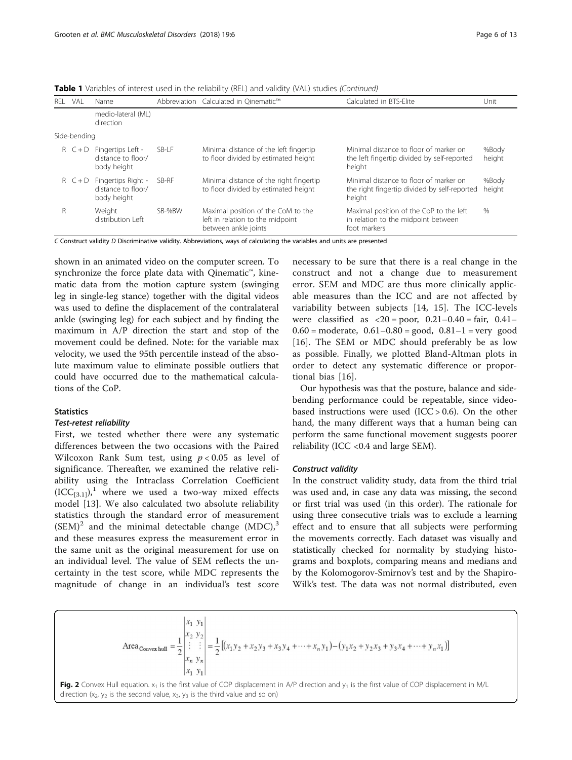**Table 1** Variables of interest used in the reliability (REL) and validity (VAL) studies *(Continued)*

| REL | VAL | Name | Abbreviation | Calculated in Qinematic™ | Calculated in BTS-Elite | Unit |
|---|---|---|---|---|---|---|
| | | medio-lateral (ML) direction | | | | |
| Side-bending | | | | | | |
| R | C + D | Fingertips Left - distance to floor/ body height | SB-LF | Minimal distance of the left fingertip to floor divided by estimated height | Minimal distance to floor of marker on the left fingertip divided by self-reported height | %Body height |
| R | C + D | Fingertips Right - distance to floor/ body height | SB-RF | Minimal distance of the right fingertip to floor divided by estimated height | Minimal distance to floor of marker on the right fingertip divided by self-reported height | %Body height |
| R | | Weight distribution Left | SB-%BW | Maximal position of the CoM to the left in relation to the midpoint between ankle joints | Maximal position of the CoP to the left in relation to the midpoint between foot markers | % |

*C* Construct validity *D* Discriminative validity. Abbreviations, ways of calculating the variables and units are presented

shown in an animated video on the computer screen. To synchronize the force plate data with Qinematic™, kinematic data from the motion capture system (swinging leg in single-leg stance) together with the digital videos was used to define the displacement of the contralateral ankle (swinging leg) for each subject and by finding the maximum in A/P direction the start and stop of the movement could be defined. Note: for the variable max velocity, we used the 95th percentile instead of the absolute maximum value to eliminate possible outliers that could have occurred due to the mathematical calculations of the CoP.

## Statistics

### Test-retest reliability

First, we tested whether there were any systematic differences between the two occasions with the Paired Wilcoxon Rank Sum test, using $p < 0.05$ as level of significance. Thereafter, we examined the relative reliability using the Intraclass Correlation Coefficient ($ICC_{[3.1]}$),[1] where we used a two-way mixed effects model [13]. We also calculated two absolute reliability statistics through the standard error of measurement (SEM)[2] and the minimal detectable change (MDC),[3] and these measures express the measurement error in the same unit as the original measurement for use on an individual level. The value of SEM reflects the uncertainty in the test score, while MDC represents the magnitude of change in an individual's test score necessary to be sure that there is a real change in the construct and not a change due to measurement error. SEM and MDC are thus more clinically applicable measures than the ICC and are not affected by variability between subjects [14, 15]. The ICC-levels were classified as <20 = poor, 0.21–0.40 = fair, 0.41–0.60 = moderate, 0.61–0.80 = good, 0.81–1 = very good [16]. The SEM or MDC should preferably be as low as possible. Finally, we plotted Bland-Altman plots in order to detect any systematic difference or proportional bias [16].

Our hypothesis was that the posture, balance and side-bending performance could be repeatable, since video-based instructions were used (ICC > 0.6). On the other hand, the many different ways that a human being can perform the same functional movement suggests poorer reliability (ICC <0.4 and large SEM).

### Construct validity

In the construct validity study, data from the third trial was used and, in case any data was missing, the second or first trial was used (in this order). The rationale for using three consecutive trials was to exclude a learning effect and to ensure that all subjects were performing the movements correctly. Each dataset was visually and statistically checked for normality by studying histograms and boxplots, comparing means and medians and by the Kolomogorov-Smirnov's test and by the Shapiro-Wilk's test. The data was not normal distributed, even

$$\text{Area}_{\text{Convex hull}} = \frac{1}{2}\begin{vmatrix} x_1 & y_1 \\ x_2 & y_2 \\ \vdots & \vdots \\ x_n & y_n \\ x_1 & y_1 \end{vmatrix} = \frac{1}{2}\left[(x_1y_2 + x_2y_3 + x_3y_4 + \cdots + x_ny_1) - (y_1x_2 + y_2x_3 + y_3x_4 + \cdots + y_nx_1)\right]$$

**Fig. 2** Convex Hull equation. $x_1$ is the first value of COP displacement in A/P direction and $y_1$ is the first value of COP displacement in M/L direction ($x_2$, $y_2$ is the second value, $x_3$, $y_3$ is the third value and so on)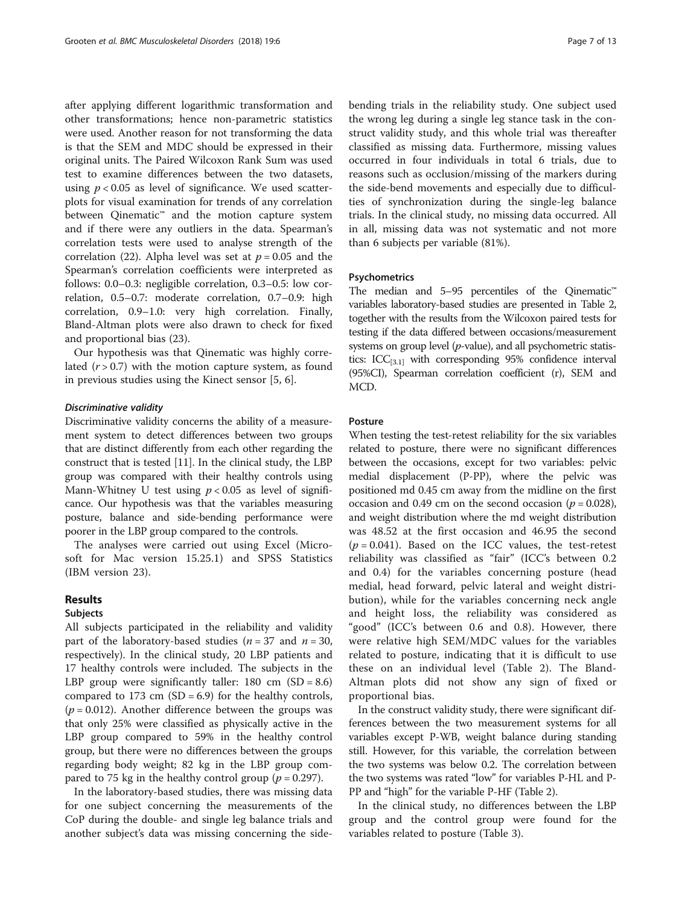after applying different logarithmic transformation and other transformations; hence non-parametric statistics were used. Another reason for not transforming the data is that the SEM and MDC should be expressed in their original units. The Paired Wilcoxon Rank Sum was used test to examine differences between the two datasets, using $p < 0.05$ as level of significance. We used scatterplots for visual examination for trends of any correlation between Qinematic™ and the motion capture system and if there were any outliers in the data. Spearman's correlation tests were used to analyse strength of the correlation (22). Alpha level was set at $p = 0.05$ and the Spearman's correlation coefficients were interpreted as follows: 0.0–0.3: negligible correlation, 0.3–0.5: low correlation, 0.5–0.7: moderate correlation, 0.7–0.9: high correlation, 0.9–1.0: very high correlation. Finally, Bland-Altman plots were also drawn to check for fixed and proportional bias (23).

Our hypothesis was that Qinematic was highly correlated ($r > 0.7$) with the motion capture system, as found in previous studies using the Kinect sensor [5, 6].

#### *Discriminative validity*

Discriminative validity concerns the ability of a measurement system to detect differences between two groups that are distinct differently from each other regarding the construct that is tested [11]. In the clinical study, the LBP group was compared with their healthy controls using Mann-Whitney U test using $p < 0.05$ as level of significance. Our hypothesis was that the variables measuring posture, balance and side-bending performance were poorer in the LBP group compared to the controls.

The analyses were carried out using Excel (Microsoft for Mac version 15.25.1) and SPSS Statistics (IBM version 23).

## Results

### Subjects

All subjects participated in the reliability and validity part of the laboratory-based studies ($n = 37$ and $n = 30$, respectively). In the clinical study, 20 LBP patients and 17 healthy controls were included. The subjects in the LBP group were significantly taller: 180 cm (SD = 8.6) compared to 173 cm (SD = 6.9) for the healthy controls, ($p = 0.012$). Another difference between the groups was that only 25% were classified as physically active in the LBP group compared to 59% in the healthy control group, but there were no differences between the groups regarding body weight; 82 kg in the LBP group compared to 75 kg in the healthy control group ($p = 0.297$).

In the laboratory-based studies, there was missing data for one subject concerning the measurements of the CoP during the double- and single leg balance trials and another subject's data was missing concerning the side-bending trials in the reliability study. One subject used the wrong leg during a single leg stance task in the construct validity study, and this whole trial was thereafter classified as missing data. Furthermore, missing values occurred in four individuals in total 6 trials, due to reasons such as occlusion/missing of the markers during the side-bend movements and especially due to difficulties of synchronization during the single-leg balance trials. In the clinical study, no missing data occurred. All in all, missing data was not systematic and not more than 6 subjects per variable (81%).

### Psychometrics

The median and 5–95 percentiles of the Qinematic™ variables laboratory-based studies are presented in Table 2, together with the results from the Wilcoxon paired tests for testing if the data differed between occasions/measurement systems on group level ($p$-value), and all psychometric statistics: $ICC_{[3.1]}$ with corresponding 95% confidence interval (95%CI), Spearman correlation coefficient (r), SEM and MCD.

### Posture

When testing the test-retest reliability for the six variables related to posture, there were no significant differences between the occasions, except for two variables: pelvic medial displacement (P-PP), where the pelvic was positioned md 0.45 cm away from the midline on the first occasion and 0.49 cm on the second occasion ($p = 0.028$), and weight distribution where the md weight distribution was 48.52 at the first occasion and 46.95 the second ($p = 0.041$). Based on the ICC values, the test-retest reliability was classified as "fair" (ICC's between 0.2 and 0.4) for the variables concerning posture (head medial, head forward, pelvic lateral and weight distribution), while for the variables concerning neck angle and height loss, the reliability was considered as "good" (ICC's between 0.6 and 0.8). However, there were relative high SEM/MDC values for the variables related to posture, indicating that it is difficult to use these on an individual level (Table 2). The Bland-Altman plots did not show any sign of fixed or proportional bias.

In the construct validity study, there were significant differences between the two measurement systems for all variables except P-WB, weight balance during standing still. However, for this variable, the correlation between the two systems was below 0.2. The correlation between the two systems was rated "low" for variables P-HL and P-PP and "high" for the variable P-HF (Table 2).

In the clinical study, no differences between the LBP group and the control group were found for the variables related to posture (Table 3).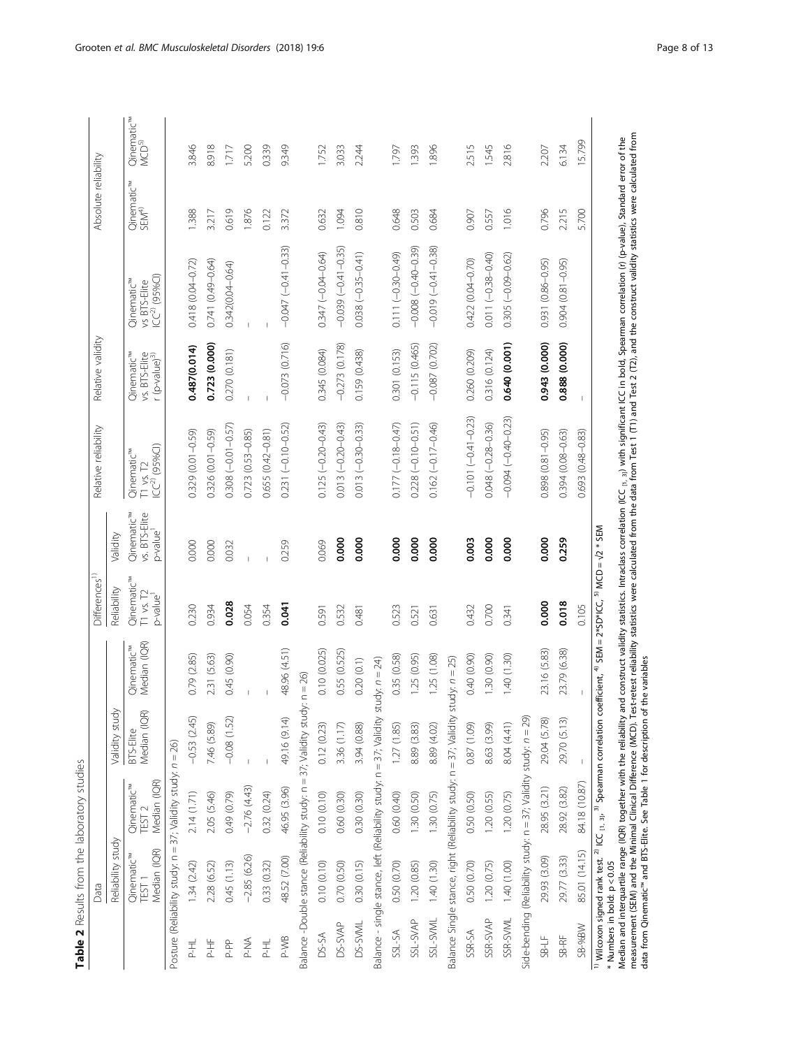**Table 2** Results from the laboratory studies

| | Data | | | | Differences[1] | | Relative reliability | Relative validity | | Absolute reliability | |
|---|---|---|---|---|---|---|---|---|---|---|---|
| | Reliability study | | Validity study | | Reliability | Validity | | | | | |
| | Qinematic™ TEST 1 Median (IQR) | Qinematic™ TEST 2 Median (IQR) | BTS-Elite Median (IQR) | Qinematic™ Median (IQR) | Qinematic™ T1 vs. T2 p-value[1] | Qinematic™ vs. BTS-Elite p-value[1] | Qinematic™ T1 vs. T2 ICC[2] (95%CI) | Qinematic™ vs. BTS-Elite r (p-value)[3] | Qinematic™ vs BTS-Elite ICC[2] (95%CI) | Qinematic™ SEM[4] | Qinematic™ MCD[5] |
| Posture (Reliability study: n = 37; Validity study: n = 26) | | | | | | | | | | | |
| P-HL | 1.34 (2.42) | 2.14 (1.71) | −0.53 (2.45) | 0.79 (2.85) | 0.230 | 0.000 | 0.329 (0.01–0.59) | **0.487(0.014)** | 0.418 (0.04–0.72) | 1.388 | 3.846 |
| P-HF | 2.28 (6.52) | 2.05 (5.46) | 7.46 (5.89) | 2.31 (5.63) | 0.934 | 0.000 | 0.326 (0.01–0.59) | **0.723 (0.000)** | 0.741 (0.49–0.64) | 3.217 | 8.918 |
| P-PP | 0.45 (1.13) | 0.49 (0.79) | −0.08 (1.52) | 0.45 (0.90) | **0.028** | 0.032 | 0.308 (−0.01–0.57) | 0.270 (0.181) | 0.342(0.04–0.64) | 0.619 | 1.717 |
| P-NA | −2.85 (6.26) | −2.76 (4.43) | – | – | 0.054 | – | 0.723 (0.53–0.85) | – | – | 1.876 | 5.200 |
| P-HL | 0.33 (0.32) | 0.32 (0.24) | – | – | 0.354 | – | 0.655 (0.42–0.81) | – | – | 0.122 | 0.339 |
| P-WB | 48.52 (7.00) | 46.95 (3.96) | 49.16 (9.14) | 48.96 (4.51) | **0.041** | 0.259 | 0.231 (−0.10–0.52) | −0.073 (0.716) | −0.047 (−0.41–0.33) | 3.372 | 9.349 |
| Balance -Double stance (Reliability study: n = 37; Validity study: n = 26) | | | | | | | | | | | |
| DS-SA | 0.10 (0.10) | 0.10 (0.10) | 0.12 (0.23) | 0.10 (0.025) | 0.591 | 0.069 | 0.125 (−0.20–0.43) | 0.345 (0.084) | 0.347 (−0.04–0.64) | 0.632 | 1.752 |
| DS-SVAP | 0.70 (0.50) | 0.60 (0.30) | 3.36 (1.17) | 0.55 (0.525) | 0.532 | **0.000** | 0.013 (−0.20–0.43) | −0.273 (0.178) | −0.039 (−0.41–0.35) | 1.094 | 3.033 |
| DS-SVML | 0.30 (0.15) | 0.30 (0.30) | 3.94 (0.88) | 0.20 (0.1) | 0.481 | **0.000** | 0.013 (−0.30–0.33) | 0.159 (0.438) | 0.038 (−0.35–0.41) | 0.810 | 2.244 |
| Balance - single stance, left (Reliability study: n = 37; Validity study: n = 24) | | | | | | | | | | | |
| SSL_SA | 0.50 (0.70) | 0.60 (0.40) | 1.27 (1.85) | 0.35 (0.58) | 0.523 | **0.000** | 0.177 (−0.18–0.47) | 0.301 (0.153) | 0.111 (−0.30–0.49) | 0.648 | 1.797 |
| SSL-SVAP | 1.20 (0.85) | 1.30 (0.50) | 8.89 (3.83) | 1.25 (0.95) | 0.521 | **0.000** | 0.228 (−0.10–0.51) | −0.115 (0.465) | −0.008 (−0.40–0.39) | 0.503 | 1.393 |
| SSL-SVML | 1.40 (1.30) | 1.30 (0.75) | 8.89 (4.02) | 1.25 (1.08) | 0.631 | **0.000** | 0.162 (−0.17–0.46) | −0.087 (0.702) | −0.019 (−0.41–0.38) | 0.684 | 1.896 |
| Balance Single stance, right (Reliability study: n = 37; Validity study: n = 25) | | | | | | | | | | | |
| SSR-SA | 0.50 (0.70) | 0.50 (0.50) | 0.87 (1.09) | 0.40 (0.90) | 0.432 | **0.003** | −0.101 (−0.41–0.23) | 0.260 (0.209) | 0.422 (0.04–0.70) | 0.907 | 2.515 |
| SSR-SVAP | 1.20 (0.75) | 1.20 (0.55) | 8.63 (3.99) | 1.30 (0.90) | 0.700 | **0.000** | 0.048 (−0.28–0.36) | 0.316 (0.124) | 0.011 (−0.38–0.40) | 0.557 | 1.545 |
| SSR-SVML | 1.40 (1.00) | 1.20 (0.75) | 8.04 (4.41) | 1.40 (1.30) | 0.341 | **0.000** | −0.094 (−0.40–0.23) | **0.640 (0.001)** | 0.305 (−0.09–0.62) | 1.016 | 2.816 |
| Side-bending (Reliability study: n = 37; Validity study: n = 29) | | | | | | | | | | | |
| SB-LF | 29.93 (3.09) | 28.95 (3.21) | 29.04 (5.78) | 23.16 (5.83) | **0.000** | **0.000** | 0.898 (0.81–0.95) | **0.943 (0.000)** | 0.931 (0.86–0.95) | 0.796 | 2.207 |
| SB-RF | 29.77 (3.33) | 28.92 (3.82) | 29.70 (5.13) | 23.79 (6.38) | **0.018** | **0.259** | 0.394 (0.08–0.63) | **0.888 (0.000)** | 0.904 (0.81–0.95) | 2.215 | 6.134 |
| SB-%BW | 85.01 (14.15) | 84.18 (10.87) | – | – | 0.105 | | 0.693 (0.48–0.83) | – | | 5.700 | 15.799 |

[1] Wilcoxon signed rank test, [2] ICC $_{(1,3)}$, [3] Spearman correlation coefficient, [4] SEM = 2*SD*ICC, [5] MCD = √2 * SEM

* Numbers in bold: $p < 0.05$

Median and interquartile range (IQR) together with the reliability and construct validity statistics. Intraclass correlation (ICC $_{(1,3)}$) with significant ICC in bold. Spearman correlation (r) (p-value), Standard error of the measurement (SEM) and the Minimal Clinical Difference (MCD). Test-retest reliability statistics were calculated from the data from Test 1 (T1) and Test 2 (T2), and the construct validity statistics were calculated from data from Qinematic™ and BTS-Elite. See Table 1 for description of the variables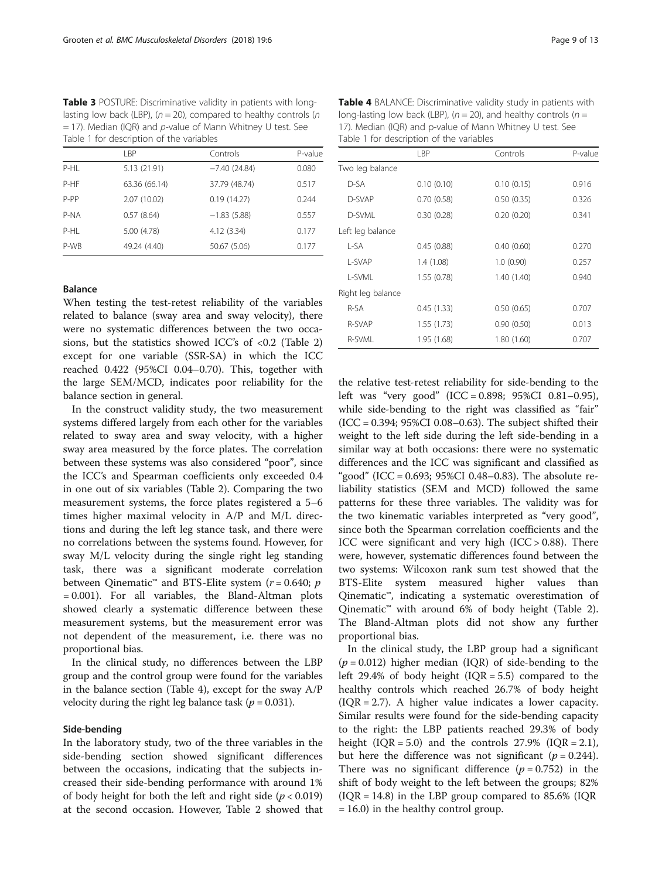**Table 3** POSTURE: Discriminative validity in patients with long-lasting low back (LBP), ($n = 20$), compared to healthy controls ($n = 17$). Median (IQR) and $p$-value of Mann Whitney U test. See Table 1 for description of the variables

|  | LBP | Controls | P-value |
|---|---|---|---|
| P-HL | 5.13 (21.91) | −7.40 (24.84) | 0.080 |
| P-HF | 63.36 (66.14) | 37.79 (48.74) | 0.517 |
| P-PP | 2.07 (10.02) | 0.19 (14.27) | 0.244 |
| P-NA | 0.57 (8.64) | −1.83 (5.88) | 0.557 |
| P-HL | 5.00 (4.78) | 4.12 (3.34) | 0.177 |
| P-WB | 49.24 (4.40) | 50.67 (5.06) | 0.177 |

**Table 4** BALANCE: Discriminative validity study in patients with long-lasting low back (LBP), ($n = 20$), and healthy controls ($n = 17$). Median (IQR) and p-value of Mann Whitney U test. See Table 1 for description of the variables

|  | LBP | Controls | P-value |
|---|---|---|---|
| Two leg balance | | | |
| D-SA | 0.10 (0.10) | 0.10 (0.15) | 0.916 |
| D-SVAP | 0.70 (0.58) | 0.50 (0.35) | 0.326 |
| D-SVML | 0.30 (0.28) | 0.20 (0.20) | 0.341 |
| Left leg balance | | | |
| L-SA | 0.45 (0.88) | 0.40 (0.60) | 0.270 |
| L-SVAP | 1.4 (1.08) | 1.0 (0.90) | 0.257 |
| L-SVML | 1.55 (0.78) | 1.40 (1.40) | 0.940 |
| Right leg balance | | | |
| R-SA | 0.45 (1.33) | 0.50 (0.65) | 0.707 |
| R-SVAP | 1.55 (1.73) | 0.90 (0.50) | 0.013 |
| R-SVML | 1.95 (1.68) | 1.80 (1.60) | 0.707 |

### Balance

When testing the test-retest reliability of the variables related to balance (sway area and sway velocity), there were no systematic differences between the two occasions, but the statistics showed ICC's of <0.2 (Table 2) except for one variable (SSR-SA) in which the ICC reached 0.422 (95%CI 0.04–0.70). This, together with the large SEM/MCD, indicates poor reliability for the balance section in general.

In the construct validity study, the two measurement systems differed largely from each other for the variables related to sway area and sway velocity, with a higher sway area measured by the force plates. The correlation between these systems was also considered "poor", since the ICC's and Spearman coefficients only exceeded 0.4 in one out of six variables (Table 2). Comparing the two measurement systems, the force plates registered a 5–6 times higher maximal velocity in A/P and M/L directions and during the left leg stance task, and there were no correlations between the systems found. However, for sway M/L velocity during the single right leg standing task, there was a significant moderate correlation between Qinematic™ and BTS-Elite system ($r = 0.640$; $p = 0.001$). For all variables, the Bland-Altman plots showed clearly a systematic difference between these measurement systems, but the measurement error was not dependent of the measurement, i.e. there was no proportional bias.

In the clinical study, no differences between the LBP group and the control group were found for the variables in the balance section (Table 4), except for the sway A/P velocity during the right leg balance task ($p = 0.031$).

### Side-bending

In the laboratory study, two of the three variables in the side-bending section showed significant differences between the occasions, indicating that the subjects increased their side-bending performance with around 1% of body height for both the left and right side ($p < 0.019$) at the second occasion. However, Table 2 showed that the relative test-retest reliability for side-bending to the left was "very good" (ICC = 0.898; 95%CI 0.81–0.95), while side-bending to the right was classified as "fair" (ICC = 0.394; 95%CI 0.08–0.63). The subject shifted their weight to the left side during the left side-bending in a similar way at both occasions: there were no systematic differences and the ICC was significant and classified as "good" (ICC = 0.693; 95%CI 0.48–0.83). The absolute reliability statistics (SEM and MCD) followed the same patterns for these three variables. The validity was for the two kinematic variables interpreted as "very good", since both the Spearman correlation coefficients and the ICC were significant and very high (ICC > 0.88). There were, however, systematic differences found between the two systems: Wilcoxon rank sum test showed that the BTS-Elite system measured higher values than Qinematic™, indicating a systematic overestimation of Qinematic™ with around 6% of body height (Table 2). The Bland-Altman plots did not show any further proportional bias.

In the clinical study, the LBP group had a significant ($p = 0.012$) higher median (IQR) of side-bending to the left 29.4% of body height (IQR = 5.5) compared to the healthy controls which reached 26.7% of body height (IQR = 2.7). A higher value indicates a lower capacity. Similar results were found for the side-bending capacity to the right: the LBP patients reached 29.3% of body height (IQR = 5.0) and the controls 27.9% (IQR = 2.1), but here the difference was not significant ($p = 0.244$). There was no significant difference ($p = 0.752$) in the shift of body weight to the left between the groups; 82% (IQR = 14.8) in the LBP group compared to 85.6% (IQR = 16.0) in the healthy control group.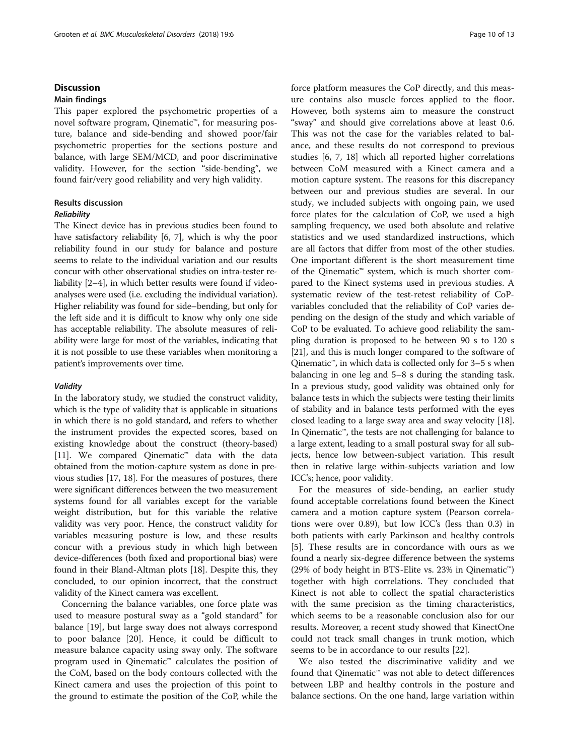## Discussion

### Main findings

This paper explored the psychometric properties of a novel software program, Qinematic™, for measuring posture, balance and side-bending and showed poor/fair psychometric properties for the sections posture and balance, with large SEM/MCD, and poor discriminative validity. However, for the section "side-bending", we found fair/very good reliability and very high validity.

### Results discussion

#### *Reliability*

The Kinect device has in previous studies been found to have satisfactory reliability [6, 7], which is why the poor reliability found in our study for balance and posture seems to relate to the individual variation and our results concur with other observational studies on intra-tester reliability [2–4], in which better results were found if video-analyses were used (i.e. excluding the individual variation). Higher reliability was found for side–bending, but only for the left side and it is difficult to know why only one side has acceptable reliability. The absolute measures of reliability were large for most of the variables, indicating that it is not possible to use these variables when monitoring a patient's improvements over time.

#### *Validity*

In the laboratory study, we studied the construct validity, which is the type of validity that is applicable in situations in which there is no gold standard, and refers to whether the instrument provides the expected scores, based on existing knowledge about the construct (theory-based) [11]. We compared Qinematic™ data with the data obtained from the motion-capture system as done in previous studies [17, 18]. For the measures of postures, there were significant differences between the two measurement systems found for all variables except for the variable weight distribution, but for this variable the relative validity was very poor. Hence, the construct validity for variables measuring posture is low, and these results concur with a previous study in which high between device-differences (both fixed and proportional bias) were found in their Bland-Altman plots [18]. Despite this, they concluded, to our opinion incorrect, that the construct validity of the Kinect camera was excellent.

Concerning the balance variables, one force plate was used to measure postural sway as a "gold standard" for balance [19], but large sway does not always correspond to poor balance [20]. Hence, it could be difficult to measure balance capacity using sway only. The software program used in Qinematic™ calculates the position of the CoM, based on the body contours collected with the Kinect camera and uses the projection of this point to the ground to estimate the position of the CoP, while the force platform measures the CoP directly, and this measure contains also muscle forces applied to the floor. However, both systems aim to measure the construct "sway" and should give correlations above at least 0.6. This was not the case for the variables related to balance, and these results do not correspond to previous studies [6, 7, 18] which all reported higher correlations between CoM measured with a Kinect camera and a motion capture system. The reasons for this discrepancy between our and previous studies are several. In our study, we included subjects with ongoing pain, we used force plates for the calculation of CoP, we used a high sampling frequency, we used both absolute and relative statistics and we used standardized instructions, which are all factors that differ from most of the other studies. One important different is the short measurement time of the Qinematic™ system, which is much shorter compared to the Kinect systems used in previous studies. A systematic review of the test-retest reliability of CoP-variables concluded that the reliability of CoP varies depending on the design of the study and which variable of CoP to be evaluated. To achieve good reliability the sampling duration is proposed to be between 90 s to 120 s [21], and this is much longer compared to the software of Qinematic™, in which data is collected only for 3–5 s when balancing in one leg and 5–8 s during the standing task. In a previous study, good validity was obtained only for balance tests in which the subjects were testing their limits of stability and in balance tests performed with the eyes closed leading to a large sway area and sway velocity [18]. In Qinematic™, the tests are not challenging for balance to a large extent, leading to a small postural sway for all subjects, hence low between-subject variation. This result then in relative large within-subjects variation and low ICC's; hence, poor validity.

For the measures of side-bending, an earlier study found acceptable correlations found between the Kinect camera and a motion capture system (Pearson correlations were over 0.89), but low ICC's (less than 0.3) in both patients with early Parkinson and healthy controls [5]. These results are in concordance with ours as we found a nearly six-degree difference between the systems (29% of body height in BTS-Elite vs. 23% in Qinematic™) together with high correlations. They concluded that Kinect is not able to collect the spatial characteristics with the same precision as the timing characteristics, which seems to be a reasonable conclusion also for our results. Moreover, a recent study showed that KinectOne could not track small changes in trunk motion, which seems to be in accordance to our results [22].

We also tested the discriminative validity and we found that Qinematic™ was not able to detect differences between LBP and healthy controls in the posture and balance sections. On the one hand, large variation within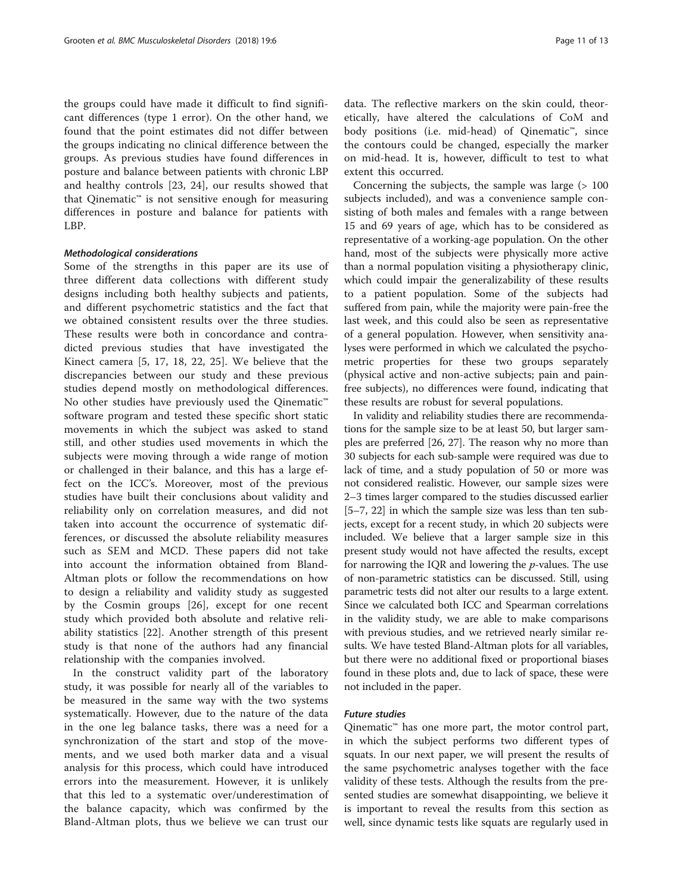the groups could have made it difficult to find significant differences (type 1 error). On the other hand, we found that the point estimates did not differ between the groups indicating no clinical difference between the groups. As previous studies have found differences in posture and balance between patients with chronic LBP and healthy controls [23, 24], our results showed that that Qinematic™ is not sensitive enough for measuring differences in posture and balance for patients with LBP.

#### *Methodological considerations*

Some of the strengths in this paper are its use of three different data collections with different study designs including both healthy subjects and patients, and different psychometric statistics and the fact that we obtained consistent results over the three studies. These results were both in concordance and contradicted previous studies that have investigated the Kinect camera [5, 17, 18, 22, 25]. We believe that the discrepancies between our study and these previous studies depend mostly on methodological differences. No other studies have previously used the Qinematic™ software program and tested these specific short static movements in which the subject was asked to stand still, and other studies used movements in which the subjects were moving through a wide range of motion or challenged in their balance, and this has a large effect on the ICC's. Moreover, most of the previous studies have built their conclusions about validity and reliability only on correlation measures, and did not take into account the occurrence of systematic differences, or discussed the absolute reliability measures such as SEM and MCD. These papers did not take into account the information obtained from Bland-Altman plots or follow the recommendations on how to design a reliability and validity study as suggested by the Cosmin groups [26], except for one recent study which provided both absolute and relative reliability statistics [22]. Another strength of this present study is that none of the authors had any financial relationship with the companies involved.

In the construct validity part of the laboratory study, it was possible for nearly all of the variables to be measured in the same way with the two systems systematically. However, due to the nature of the data in the one leg balance tasks, there was a need for a synchronization of the start and stop of the movements, and we used both marker data and a visual analysis for this process, which could have introduced errors into the measurement. However, it is unlikely that this led to a systematic over/underestimation of the balance capacity, which was confirmed by the Bland-Altman plots, thus we believe we can trust our data. The reflective markers on the skin could, theoretically, have altered the calculations of CoM and body positions (i.e. mid-head) of Qinematic™, since the contours could be changed, especially the marker on mid-head. It is, however, difficult to test to what extent this occurred.

Concerning the subjects, the sample was large (> 100 subjects included), and was a convenience sample consisting of both males and females with a range between 15 and 69 years of age, which has to be considered as representative of a working-age population. On the other hand, most of the subjects were physically more active than a normal population visiting a physiotherapy clinic, which could impair the generalizability of these results to a patient population. Some of the subjects had suffered from pain, while the majority were pain-free the last week, and this could also be seen as representative of a general population. However, when sensitivity analyses were performed in which we calculated the psychometric properties for these two groups separately (physical active and non-active subjects; pain and pain-free subjects), no differences were found, indicating that these results are robust for several populations.

In validity and reliability studies there are recommendations for the sample size to be at least 50, but larger samples are preferred [26, 27]. The reason why no more than 30 subjects for each sub-sample were required was due to lack of time, and a study population of 50 or more was not considered realistic. However, our sample sizes were 2–3 times larger compared to the studies discussed earlier [5–7, 22] in which the sample size was less than ten subjects, except for a recent study, in which 20 subjects were included. We believe that a larger sample size in this present study would not have affected the results, except for narrowing the IQR and lowering the $p$-values. The use of non-parametric statistics can be discussed. Still, using parametric tests did not alter our results to a large extent. Since we calculated both ICC and Spearman correlations in the validity study, we are able to make comparisons with previous studies, and we retrieved nearly similar results. We have tested Bland-Altman plots for all variables, but there were no additional fixed or proportional biases found in these plots and, due to lack of space, these were not included in the paper.

#### *Future studies*

Qinematic™ has one more part, the motor control part, in which the subject performs two different types of squats. In our next paper, we will present the results of the same psychometric analyses together with the face validity of these tests. Although the results from the presented studies are somewhat disappointing, we believe it is important to reveal the results from this section as well, since dynamic tests like squats are regularly used in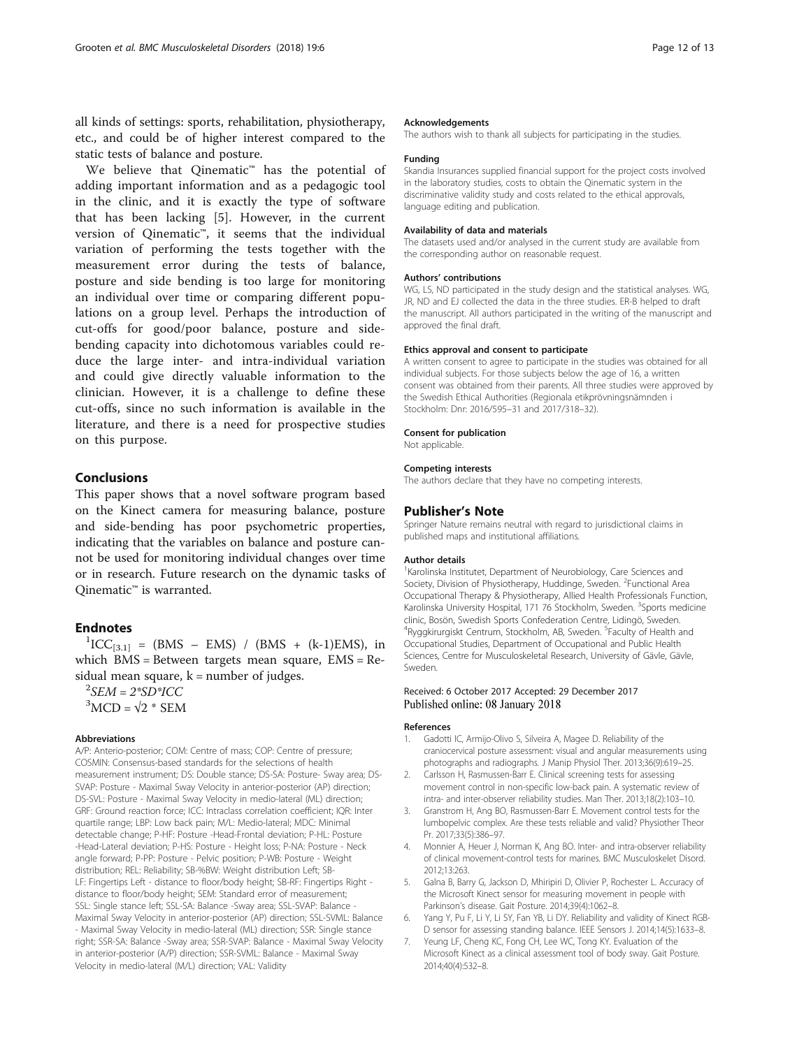all kinds of settings: sports, rehabilitation, physiotherapy, etc., and could be of higher interest compared to the static tests of balance and posture.

We believe that Qinematic™ has the potential of adding important information and as a pedagogic tool in the clinic, and it is exactly the type of software that has been lacking [5]. However, in the current version of Qinematic™, it seems that the individual variation of performing the tests together with the measurement error during the tests of balance, posture and side bending is too large for monitoring an individual over time or comparing different populations on a group level. Perhaps the introduction of cut-offs for good/poor balance, posture and side-bending capacity into dichotomous variables could reduce the large inter- and intra-individual variation and could give directly valuable information to the clinician. However, it is a challenge to define these cut-offs, since no such information is available in the literature, and there is a need for prospective studies on this purpose.

## Conclusions

This paper shows that a novel software program based on the Kinect camera for measuring balance, posture and side-bending has poor psychometric properties, indicating that the variables on balance and posture cannot be used for monitoring individual changes over time or in research. Future research on the dynamic tasks of Qinematic™ is warranted.

## Endnotes

[1] $ICC_{[3.1]}$ = (BMS – EMS) / (BMS + (k-1)EMS), in which BMS = Between targets mean square, EMS = Residual mean square, k = number of judges.

[2] *SEM = 2*SD*ICC*

[3] MCD = √2 * SEM

#### Abbreviations

A/P: Anterio-posterior; COM: Centre of mass; COP: Centre of pressure; COSMIN: Consensus-based standards for the selections of health measurement instrument; DS: Double stance; DS-SA: Posture- Sway area; DS-SVAP: Posture - Maximal Sway Velocity in anterior-posterior (AP) direction; DS-SVL: Posture - Maximal Sway Velocity in medio-lateral (ML) direction; GRF: Ground reaction force; ICC: Intraclass correlation coefficient; IQR: Inter quartile range; LBP: Low back pain; M/L: Medio-lateral; MDC: Minimal detectable change; P-HF: Posture -Head-Frontal deviation; P-HL: Posture -Head-Lateral deviation; P-HS: Posture - Height loss; P-NA: Posture - Neck angle forward; P-PP: Posture - Pelvic position; P-WB: Posture - Weight distribution; REL: Reliability; SB-%BW: Weight distribution Left; SB-LF: Fingertips Left - distance to floor/body height; SB-RF: Fingertips Right - distance to floor/body height; SEM: Standard error of measurement; SSL: Single stance left; SSL-SA: Balance -Sway area; SSL-SVAP: Balance - Maximal Sway Velocity in anterior-posterior (AP) direction; SSL-SVML: Balance - Maximal Sway Velocity in medio-lateral (ML) direction; SSR: Single stance right; SSR-SA: Balance -Sway area; SSR-SVAP: Balance - Maximal Sway Velocity in anterior-posterior (A/P) direction; SSR-SVML: Balance - Maximal Sway Velocity in medio-lateral (M/L) direction; VAL: Validity

#### Acknowledgements

The authors wish to thank all subjects for participating in the studies.

#### Funding

Skandia Insurances supplied financial support for the project costs involved in the laboratory studies, costs to obtain the Qinematic system in the discriminative validity study and costs related to the ethical approvals, language editing and publication.

#### Availability of data and materials

The datasets used and/or analysed in the current study are available from the corresponding author on reasonable request.

#### Authors' contributions

WG, LS, ND participated in the study design and the statistical analyses. WG, JR, ND and EJ collected the data in the three studies. ER-B helped to draft the manuscript. All authors participated in the writing of the manuscript and approved the final draft.

#### Ethics approval and consent to participate

A written consent to agree to participate in the studies was obtained for all individual subjects. For those subjects below the age of 16, a written consent was obtained from their parents. All three studies were approved by the Swedish Ethical Authorities (Regionala etikprövningsnämnden i Stockholm: Dnr: 2016/595–31 and 2017/318–32).

#### Consent for publication

Not applicable.

#### Competing interests

The authors declare that they have no competing interests.

## Publisher's Note

Springer Nature remains neutral with regard to jurisdictional claims in published maps and institutional affiliations.

#### Author details

[1]Karolinska Institutet, Department of Neurobiology, Care Sciences and Society, Division of Physiotherapy, Huddinge, Sweden. [2]Functional Area Occupational Therapy & Physiotherapy, Allied Health Professionals Function, Karolinska University Hospital, 171 76 Stockholm, Sweden. [3]Sports medicine clinic, Bosön, Swedish Sports Confederation Centre, Lidingö, Sweden. [4]Ryggkirurgiskt Centrum, Stockholm, AB, Sweden. [5]Faculty of Health and Occupational Studies, Department of Occupational and Public Health Sciences, Centre for Musculoskeletal Research, University of Gävle, Gävle, Sweden.

Received: 6 October 2017 Accepted: 29 December 2017
Published online: 08 January 2018

#### References

1. Gadotti IC, Armijo-Olivo S, Silveira A, Magee D. Reliability of the craniocervical posture assessment: visual and angular measurements using photographs and radiographs. J Manip Physiol Ther. 2013;36(9):619–25.
2. Carlsson H, Rasmussen-Barr E. Clinical screening tests for assessing movement control in non-specific low-back pain. A systematic review of intra- and inter-observer reliability studies. Man Ther. 2013;18(2):103–10.
3. Granstrom H, Ang BO, Rasmussen-Barr E. Movement control tests for the lumbopelvic complex. Are these tests reliable and valid? Physiother Theor Pr. 2017;33(5):386–97.
4. Monnier A, Heuer J, Norman K, Ang BO. Inter- and intra-observer reliability of clinical movement-control tests for marines. BMC Musculoskelet Disord. 2012;13:263.
5. Galna B, Barry G, Jackson D, Mhiripiri D, Olivier P, Rochester L. Accuracy of the Microsoft Kinect sensor for measuring movement in people with Parkinson's disease. Gait Posture. 2014;39(4):1062–8.
6. Yang Y, Pu F, Li Y, Li SY, Fan YB, Li DY. Reliability and validity of Kinect RGB-D sensor for assessing standing balance. IEEE Sensors J. 2014;14(5):1633–8.
7. Yeung LF, Cheng KC, Fong CH, Lee WC, Tong KY. Evaluation of the Microsoft Kinect as a clinical assessment tool of body sway. Gait Posture. 2014;40(4):532–8.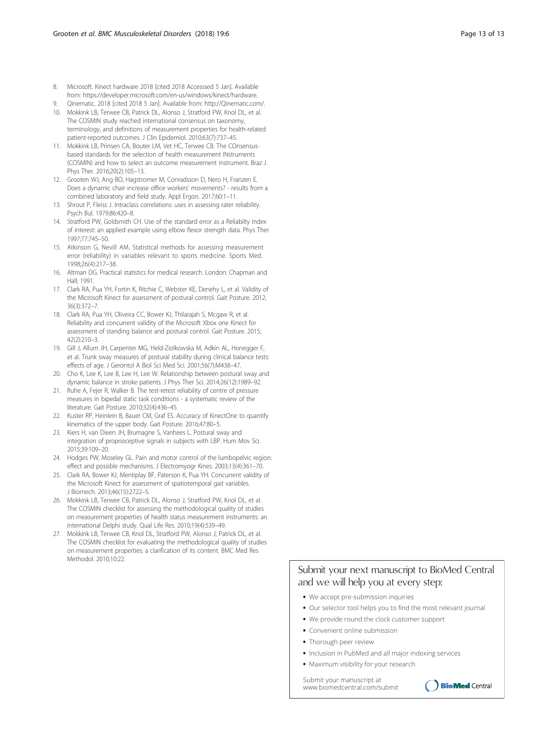8. Microsoft. Kinect hardware 2018 [cited 2018 Accesssed 5 Jan]. Available from: https://developer.microsoft.com/en-us/windows/kinect/hardware.
9. Qinematic. 2018 [cited 2018 5 Jan]. Available from: http://Qinematic.com/.
10. Mokkink LB, Terwee CB, Patrick DL, Alonso J, Stratford PW, Knol DL, et al. The COSMIN study reached international consensus on taxonomy, terminology, and definitions of measurement properties for health-related patient-reported outcomes. J Clin Epidemiol. 2010;63(7):737–45.
11. Mokkink LB, Prinsen CA, Bouter LM, Vet HC, Terwee CB. The COnsensus-based standards for the selection of health measurement INstruments (COSMIN) and how to select an outcome measurement instrument. Braz J Phys Ther. 2016;20(2):105–13.
12. Grooten WJ, Ang BO, Hagstromer M, Conradsson D, Nero H, Franzen E. Does a dynamic chair increase office workers' movements? - results from a combined laboratory and field study. Appl Ergon. 2017;60:1–11.
13. Shrout P, Fleiss J. Intraclass correlations: uses in assessing rater reliability. Psych Bul. 1979;86:420–8.
14. Stratford PW, Goldsmith CH. Use of the standard error as a Reliabilty index of interest: an applied example using elbow flexor strength data. Phys Ther. 1997;77:745–50.
15. Atkinson G, Nevill AM. Statistical methods for assessing measurement error (reliability) in variables relevant to sports medicine. Sports Med. 1998;26(4):217–38.
16. Altman DG. Practical statistics for medical research. London: Chapman and Hall; 1991.
17. Clark RA, Pua YH, Fortin K, Ritchie C, Webster KE, Denehy L, et al. Validity of the Microsoft Kinect for assessment of postural control. Gait Posture. 2012; 36(3):372–7.
18. Clark RA, Pua YH, Oliveira CC, Bower KJ, Thilarajah S, Mcgaw R, et al. Reliability and concurrent validity of the Microsoft Xbox one Kinect for assessment of standing balance and postural control. Gait Posture. 2015; 42(2):210–3.
19. Gill J, Allum JH, Carpenter MG, Held-Ziolkowska M, Adkin AL, Honegger F, et al. Trunk sway measures of postural stability during clinical balance tests: effects of age. J Gerontol A Biol Sci Med Sci. 2001;56(7):M438–47.
20. Cho K, Lee K, Lee B, Lee H, Lee W. Relationship between postural sway and dynamic balance in stroke patients. J Phys Ther Sci. 2014;26(12):1989–92.
21. Ruhe A, Fejer R, Walker B. The test-retest reliability of centre of pressure measures in bipedal static task conditions - a systematic review of the literature. Gait Posture. 2010;32(4):436–45.
22. Kuster RP, Heinlein B, Bauer CM, Graf ES. Accuracy of KinectOne to quantify kinematics of the upper body. Gait Posture. 2016;47:80–5.
23. Kiers H, van Dieen JH, Brumagne S, Vanhees L. Postural sway and integration of proprioceptive signals in subjects with LBP. Hum Mov Sci. 2015;39:109–20.
24. Hodges PW, Moseley GL. Pain and motor control of the lumbopelvic region: effect and possible mechanisms. J Electromyogr Kines. 2003;13(4):361–70.
25. Clark RA, Bower KJ, Mentiplay BF, Paterson K, Pua YH. Concurrent validity of the Microsoft Kinect for assessment of spatiotemporal gait variables. J Biomech. 2013;46(15):2722–5.
26. Mokkink LB, Terwee CB, Patrick DL, Alonso J, Stratford PW, Knol DL, et al. The COSMIN checklist for assessing the methodological quality of studies on measurement properties of health status measurement instruments: an international Delphi study. Qual Life Res. 2010;19(4):539–49.
27. Mokkink LB, Terwee CB, Knol DL, Stratford PW, Alonso J, Patrick DL, et al. The COSMIN checklist for evaluating the methodological quality of studies on measurement properties: a clarification of its content. BMC Med Res Methodol. 2010;10:22.

Submit your next manuscript to BioMed Central and we will help you at every step:

- We accept pre-submission inquiries
- Our selector tool helps you to find the most relevant journal
- We provide round the clock customer support
- Convenient online submission
- Thorough peer review
- Inclusion in PubMed and all major indexing services
- Maximum visibility for your research

Submit your manuscript at www.biomedcentral.com/submit

BioMed Central